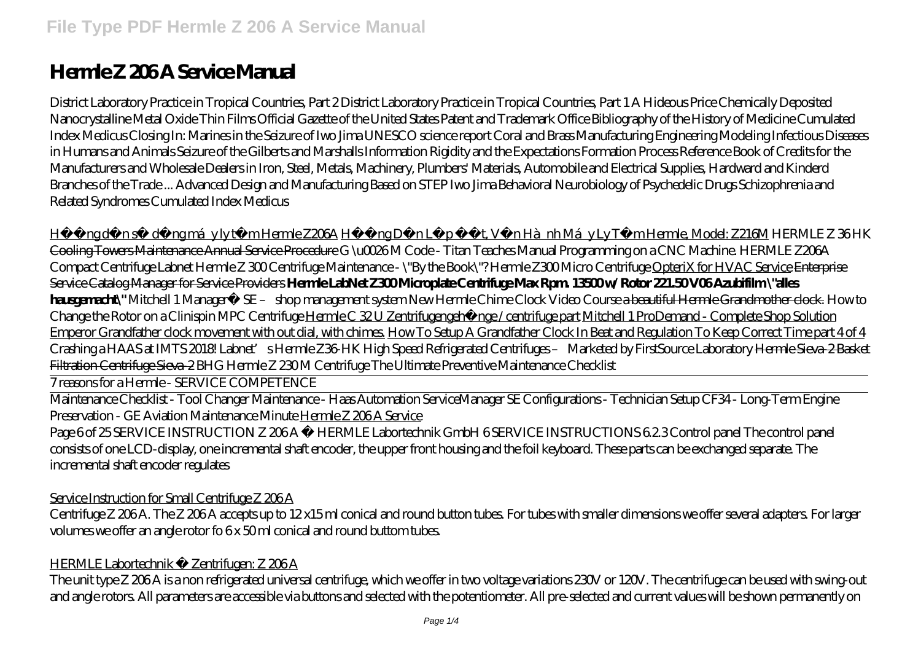# Hermle Z 206 A Service Manual

District Laboratory Practice in Tropical Countries, Part 2 District Laboratory Practice in Tropical Countries, Part 1 A Hideous Price Chemically Deposited Nanocrystalline Metal Oxide Thin Films Official Gazette of the United States Patent and Trademark Office Bibliography of the History of Medicine Cumulated Index Medicus Closing In: Marines in the Seizure of Iwo Jima UNESCO science report Coral and Brass Manufacturing Engineering Modeling Infectious Diseases in Humans and Animals Seizure of the Gilberts and Marshalls Information Rigidity and the Expectations Formation Process Reference Book of Credits for the Manufacturers and Wholesale Dealers in Iron, Steel, Metals, Machinery, Plumbers' Materials, Automobile and Electrical Supplies, Hardward and Kinderd Branches of the Trade ... Advanced Design and Manufacturing Based on STEP Iwo Jima Behavioral Neurobiology of Psychedelic Drugs Schizophrenia and Related Syndromes Cumulated Index Medicus

Hướng dẫn sử dụng máy ly tâm Hermle Z206A Hướng Dẫn Lắp Đặt, Vận Hành Máy Ly Tâm Hermle, Model: Z216M *HERMLE Z 36 HK* ~~Cooling Towers Maintenance Annual Service Procedure~~ *G \u0026 M Code - Titan Teaches Manual Programming on a CNC Machine.* *HERMLE Z206A Compact Centrifuge* *Labnet Hermle Z 300 Centrifuge* *Maintenance - \"By the Book\"?* *Hermle Z300 Micro Centrifuge* OpteriX for HVAC Service ~~Enterprise Service Catalog Manager for Service Providers~~ **Hermle LabNet Z300 Microplate Centrifuge Max Rpm. 13500 w/ Rotor 221.50 V06** **Azubifilm \"alles hausgemacht\"** *Mitchell 1 Manager™ SE – shop management system* *New Hermle Chime Clock Video Course* ~~a beautiful Hermle Grandmother clock.~~ *How to Change the Rotor on a Clinispin MPC Centrifuge* Hermle C 32 U Zentrifugengehänge / centrifuge part Mitchell 1 ProDemand - Complete Shop Solution Emperor Grandfather clock movement with out dial, with chimes. How To Setup A Grandfather Clock In Beat and Regulation To Keep Correct Time part 4 of 4 *Crashing a HAAS at IMTS 2018!* *Labnet's Hermle Z36-HK High Speed Refrigerated Centrifuges – Marketed by FirstSource Laboratory* ~~Hermle Sieva-2 Basket Filtration Centrifuge Sieva-2~~ *BHG Hermle Z 230 M Centrifuge* *The Ultimate Preventive Maintenance Checklist*

7 reasons for a Hermle - SERVICE COMPETENCE

Maintenance Checklist - Tool Changer Maintenance - Haas Automation Service*Manager SE Configurations - Technician Setup* *CF34 - Long-Term Engine Preservation - GE Aviation Maintenance Minute* Hermle Z 206 A Service

Page 6 of 25 SERVICE INSTRUCTION Z 206 A © HERMLE Labortechnik GmbH 6 SERVICE INSTRUCTIONS 6.2.3 Control panel The control panel consists of one LCD-display, one incremental shaft encoder, the upper front housing and the foil keyboard. These parts can be exchanged separate. The incremental shaft encoder regulates

Service Instruction for Small Centrifuge Z 206 A

Centrifuge Z 206 A. The Z 206 A accepts up to 12 x15 ml conical and round button tubes. For tubes with smaller dimensions we offer several adapters. For larger volumes we offer an angle rotor fo 6 x 50 ml conical and round buttom tubes.

HERMLE Labortechnik » Zentrifugen: Z 206 A

The unit type Z 206 A is a non refrigerated universal centrifuge, which we offer in two voltage variations 230V or 120V. The centrifuge can be used with swing-out and angle rotors. All parameters are accessible via buttons and selected with the potentiometer. All pre-selected and current values will be shown permanently on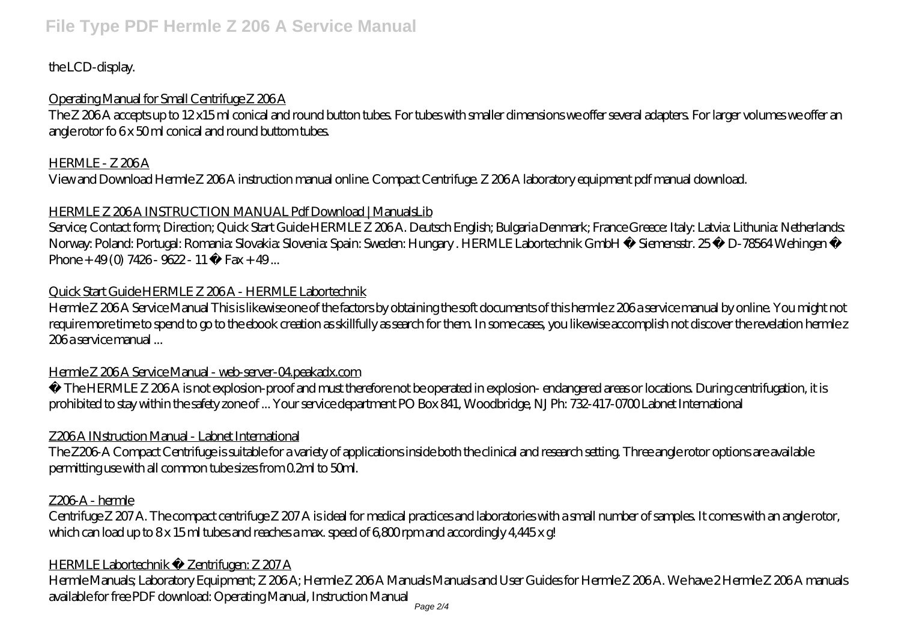the LCD-display.

Operating Manual for Small Centrifuge Z 206 A

The Z 206 A accepts up to 12 x15 ml conical and round button tubes. For tubes with smaller dimensions we offer several adapters. For larger volumes we offer an angle rotor fo 6 x 50 ml conical and round buttom tubes.

HERMLE - Z 206 A

View and Download Hermle Z 206 A instruction manual online. Compact Centrifuge. Z 206 A laboratory equipment pdf manual download.

HERMLE Z 206 A INSTRUCTION MANUAL Pdf Download | ManualsLib

Service; Contact form; Direction; Quick Start Guide HERMLE Z 206 A. Deutsch English; Bulgaria Denmark; France Greece: Italy: Latvia: Lithunia: Netherlands: Norway: Poland: Portugal: Romania: Slovakia: Slovenia: Spain: Sweden: Hungary . HERMLE Labortechnik GmbH • Siemensstr. 25 • D-78564 Wehingen • Phone + 49 (0) 7426 - 9622 - 11 • Fax + 49 ...

Quick Start Guide HERMLE Z 206 A - HERMLE Labortechnik

Hermle Z 206 A Service Manual This is likewise one of the factors by obtaining the soft documents of this hermle z 206 a service manual by online. You might not require more time to spend to go to the ebook creation as skillfully as search for them. In some cases, you likewise accomplish not discover the revelation hermle z 206 a service manual ...

Hermle Z 206 A Service Manual - web-server-04.peakadx.com

• The HERMLE Z 206 A is not explosion-proof and must therefore not be operated in explosion- endangered areas or locations. During centrifugation, it is prohibited to stay within the safety zone of ... Your service department PO Box 841, Woodbridge, NJ Ph: 732-417-0700 Labnet International

Z206 A INstruction Manual - Labnet International

The Z206-A Compact Centrifuge is suitable for a variety of applications inside both the clinical and research setting. Three angle rotor options are available permitting use with all common tube sizes from 0.2ml to 50ml.

Z206-A - hermle

Centrifuge Z 207 A. The compact centrifuge Z 207 A is ideal for medical practices and laboratories with a small number of samples. It comes with an angle rotor, which can load up to 8 x 15 ml tubes and reaches a max. speed of 6,800 rpm and accordingly 4,445 x g!

HERMLE Labortechnik » Zentrifugen: Z 207 A

Hermle Manuals; Laboratory Equipment; Z 206 A; Hermle Z 206 A Manuals Manuals and User Guides for Hermle Z 206 A. We have 2 Hermle Z 206 A manuals available for free PDF download: Operating Manual, Instruction Manual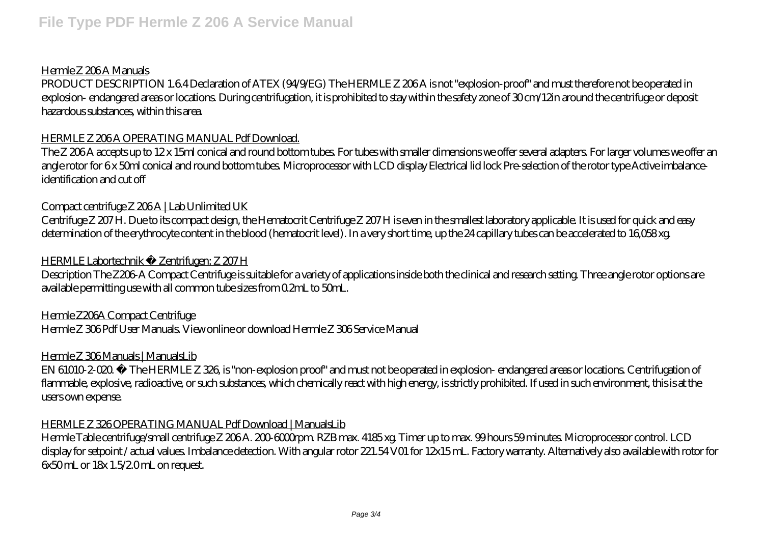Hermle Z 206 A Manuals

PRODUCT DESCRIPTION 1.6.4 Declaration of ATEX (94/9/EG) The HERMLE Z 206 A is not "explosion-proof" and must therefore not be operated in explosion- endangered areas or locations. During centrifugation, it is prohibited to stay within the safety zone of 30 cm/12in around the centrifuge or deposit hazardous substances, within this area.

HERMLE Z 206 A OPERATING MANUAL Pdf Download.

The Z 206 A accepts up to 12 x 15ml conical and round bottom tubes. For tubes with smaller dimensions we offer several adapters. For larger volumes we offer an angle rotor for 6 x 50ml conical and round bottom tubes. Microprocessor with LCD display Electrical lid lock Pre-selection of the rotor type Active imbalance-identification and cut off

Compact centrifuge Z 206 A | Lab Unlimited UK

Centrifuge Z 207 H. Due to its compact design, the Hematocrit Centrifuge Z 207 H is even in the smallest laboratory applicable. It is used for quick and easy determination of the erythrocyte content in the blood (hematocrit level). In a very short time, up the 24 capillary tubes can be accelerated to 16,058 xg.

HERMLE Labortechnik » Zentrifugen: Z 207 H

Description The Z206-A Compact Centrifuge is suitable for a variety of applications inside both the clinical and research setting. Three angle rotor options are available permitting use with all common tube sizes from 0.2mL to 50mL.

Hermle Z206A Compact Centrifuge

Hermle Z 306 Pdf User Manuals. View online or download Hermle Z 306 Service Manual

Hermle Z 306 Manuals | ManualsLib

EN 61010-2-020. • The HERMLE Z 326, is "non-explosion proof" and must not be operated in explosion- endangered areas or locations. Centrifugation of flammable, explosive, radioactive, or such substances, which chemically react with high energy, is strictly prohibited. If used in such environment, this is at the users own expense.

HERMLE Z 326 OPERATING MANUAL Pdf Download | ManualsLib

Hermle Table centrifuge/small centrifuge Z 206 A. 200-6000rpm. RZB max. 4185 xg. Timer up to max. 99 hours 59 minutes. Microprocessor control. LCD display for setpoint / actual values. Imbalance detection. With angular rotor 221.54 V01 for 12x15 mL. Factory warranty. Alternatively also available with rotor for 6x50 mL or 18x 1.5/2.0 mL on request.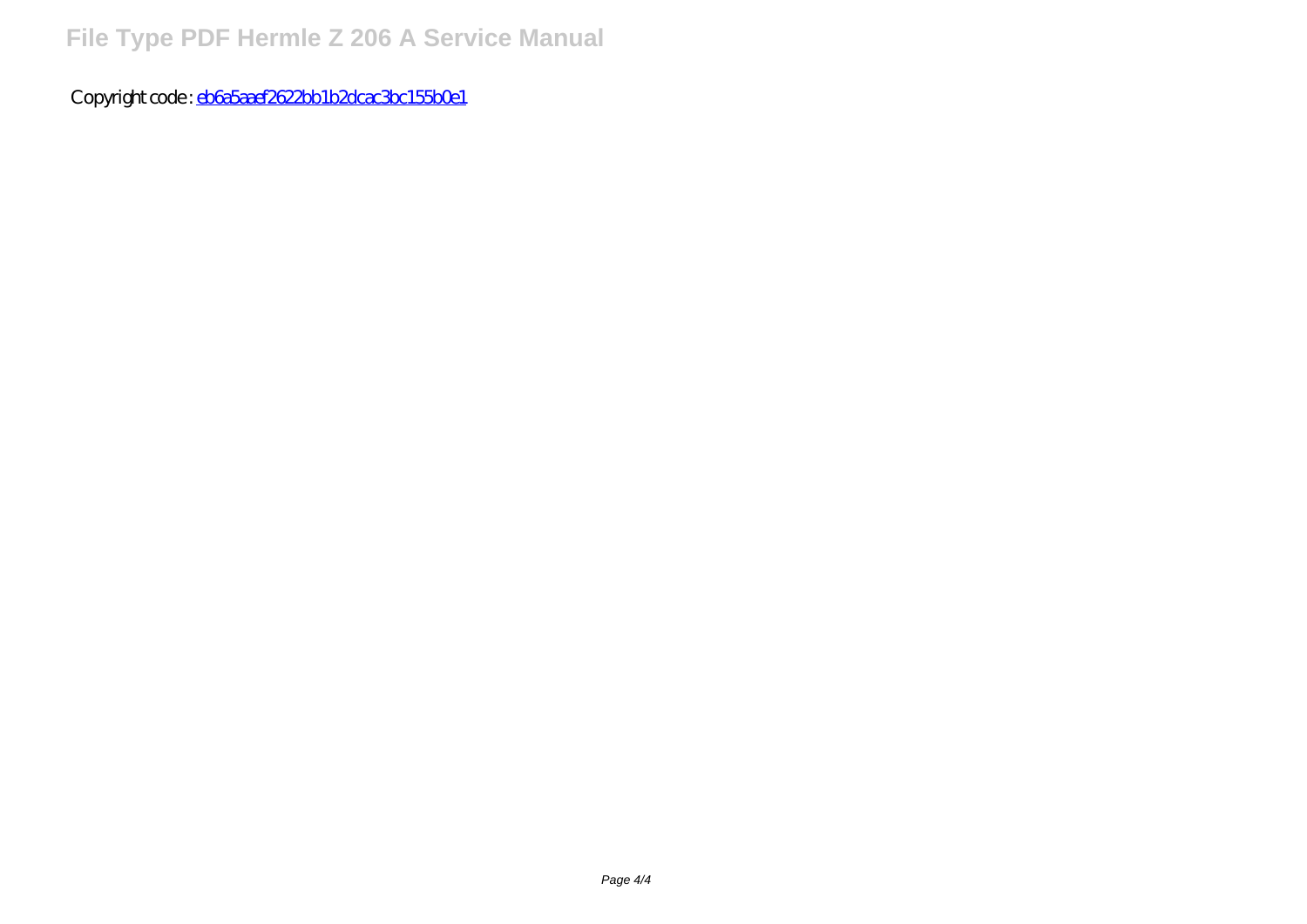Copyright code : [eb6a5aaef2622bb1b2dcac3bc155b0e1]